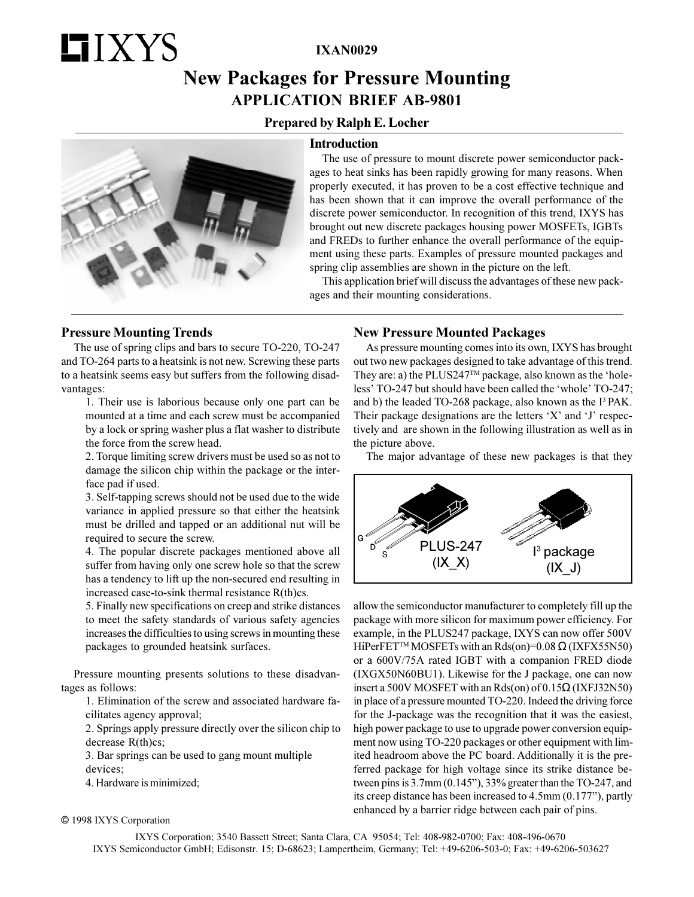IXAN0029

# New Packages for Pressure Mounting

## APPLICATION BRIEF AB-9801

**Prepared by Ralph E. Locher**

### Introduction

The use of pressure to mount discrete power semiconductor packages to heat sinks has been rapidly growing for many reasons. When properly executed, it has proven to be a cost effective technique and has been shown that it can improve the overall performance of the discrete power semiconductor. In recognition of this trend, IXYS has brought out new discrete packages housing power MOSFETs, IGBTs and FREDs to further enhance the overall performance of the equipment using these parts. Examples of pressure mounted packages and spring clip assemblies are shown in the picture on the left.

This application brief will discuss the advantages of these new packages and their mounting considerations.

### Pressure Mounting Trends

The use of spring clips and bars to secure TO-220, TO-247 and TO-264 parts to a heatsink is not new. Screwing these parts to a heatsink seems easy but suffers from the following disadvantages:

1. Their use is laborious because only one part can be mounted at a time and each screw must be accompanied by a lock or spring washer plus a flat washer to distribute the force from the screw head.
2. Torque limiting screw drivers must be used so as not to damage the silicon chip within the package or the interface pad if used.
3. Self-tapping screws should not be used due to the wide variance in applied pressure so that either the heatsink must be drilled and tapped or an additional nut will be required to secure the screw.
4. The popular discrete packages mentioned above all suffer from having only one screw hole so that the screw has a tendency to lift up the non-secured end resulting in increased case-to-sink thermal resistance R(th)cs.
5. Finally new specifications on creep and strike distances to meet the safety standards of various safety agencies increases the difficulties to using screws in mounting these packages to grounded heatsink surfaces.

Pressure mounting presents solutions to these disadvantages as follows:

1. Elimination of the screw and associated hardware facilitates agency approval;
2. Springs apply pressure directly over the silicon chip to decrease R(th)cs;
3. Bar springs can be used to gang mount multiple devices;
4. Hardware is minimized;

### New Pressure Mounted Packages

As pressure mounting comes into its own, IXYS has brought out two new packages designed to take advantage of this trend. They are: a) the PLUS247™ package, also known as the 'hole-less' TO-247 but should have been called the 'whole' TO-247; and b) the leaded TO-268 package, also known as the I³ PAK. Their package designations are the letters 'X' and 'J' respectively and are shown in the following illustration as well as in the picture above.

The major advantage of these new packages is that they

G D S PLUS-247 (IX_X) I³ package (IX_J)

allow the semiconductor manufacturer to completely fill up the package with more silicon for maximum power efficiency. For example, in the PLUS247 package, IXYS can now offer 500V HiPerFET™ MOSFETs with an Rds(on)=0.08 Ω (IXFX55N50) or a 600V/75A rated IGBT with a companion FRED diode (IXGX50N60BU1). Likewise for the J package, one can now insert a 500V MOSFET with an Rds(on) of 0.15Ω (IXFJ32N50) in place of a pressure mounted TO-220. Indeed the driving force for the J-package was the recognition that it was the easiest, high power package to use to upgrade power conversion equipment now using TO-220 packages or other equipment with limited headroom above the PC board. Additionally it is the preferred package for high voltage since its strike distance between pins is 3.7mm (0.145"), 33% greater than the TO-247, and its creep distance has been increased to 4.5mm (0.177"), partly enhanced by a barrier ridge between each pair of pins.

© 1998 IXYS Corporation

IXYS Corporation; 3540 Bassett Street; Santa Clara, CA 95054; Tel: 408-982-0700; Fax: 408-496-0670
IXYS Semiconductor GmbH; Edisonstr. 15; D-68623; Lampertheim, Germany; Tel: +49-6206-503-0; Fax: +49-6206-503627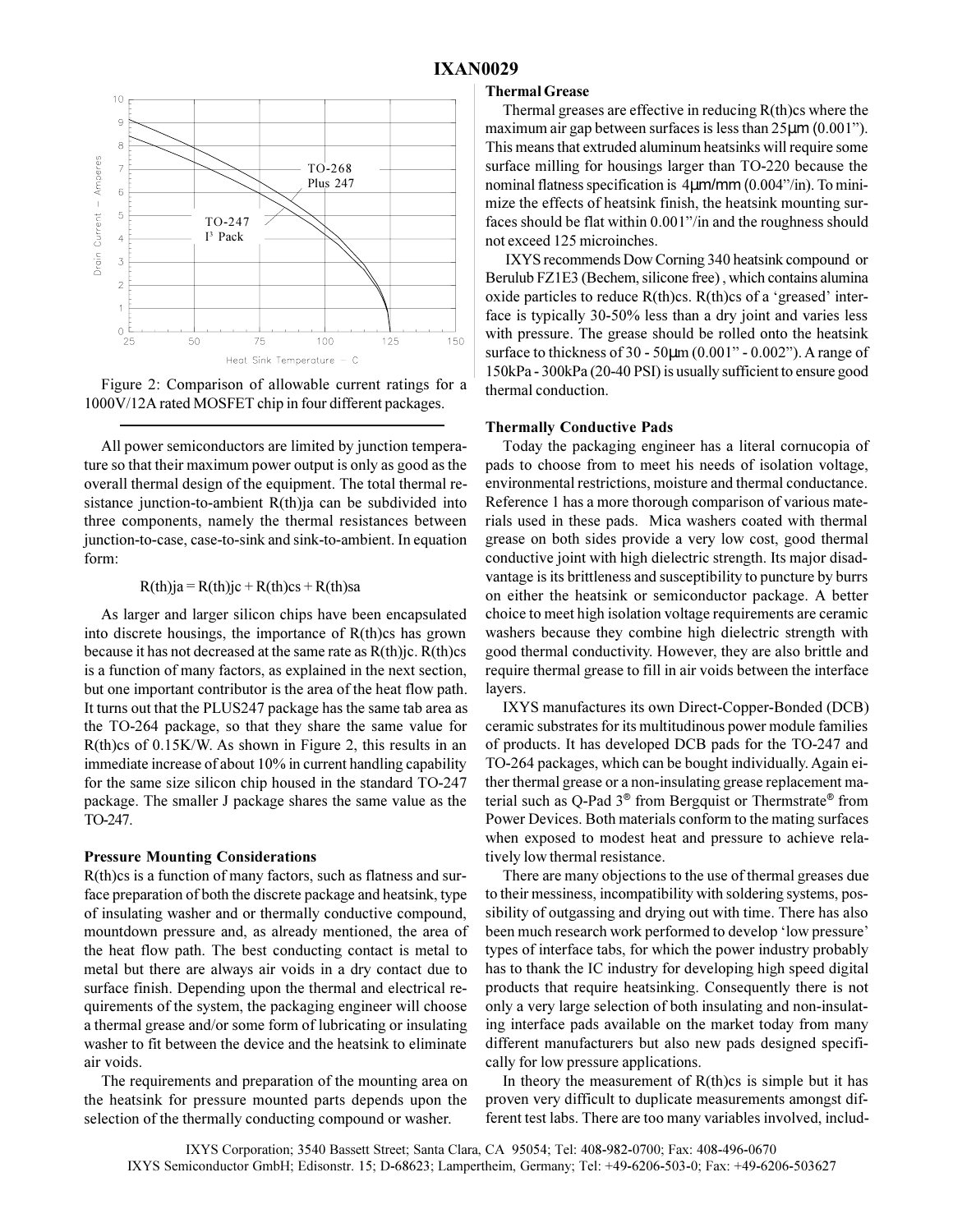Figure 2: Comparison of allowable current ratings for a 1000V/12A rated MOSFET chip in four different packages.

All power semiconductors are limited by junction temperature so that their maximum power output is only as good as the overall thermal design of the equipment. The total thermal resistance junction-to-ambient R(th)ja can be subdivided into three components, namely the thermal resistances between junction-to-case, case-to-sink and sink-to-ambient. In equation form:

$$R(th)ja = R(th)jc + R(th)cs + R(th)sa$$

As larger and larger silicon chips have been encapsulated into discrete housings, the importance of R(th)cs has grown because it has not decreased at the same rate as R(th)jc. R(th)cs is a function of many factors, as explained in the next section, but one important contributor is the area of the heat flow path. It turns out that the PLUS247 package has the same tab area as the TO-264 package, so that they share the same value for R(th)cs of 0.15K/W. As shown in Figure 2, this results in an immediate increase of about 10% in current handling capability for the same size silicon chip housed in the standard TO-247 package. The smaller J package shares the same value as the TO-247.

### Pressure Mounting Considerations

R(th)cs is a function of many factors, such as flatness and surface preparation of both the discrete package and heatsink, type of insulating washer and or thermally conductive compound, mountdown pressure and, as already mentioned, the area of the heat flow path. The best conducting contact is metal to metal but there are always air voids in a dry contact due to surface finish. Depending upon the thermal and electrical requirements of the system, the packaging engineer will choose a thermal grease and/or some form of lubricating or insulating washer to fit between the device and the heatsink to eliminate air voids.

The requirements and preparation of the mounting area on the heatsink for pressure mounted parts depends upon the selection of the thermally conducting compound or washer.

### Thermal Grease

Thermal greases are effective in reducing R(th)cs where the maximum air gap between surfaces is less than 25µm (0.001"). This means that extruded aluminum heatsinks will require some surface milling for housings larger than TO-220 because the nominal flatness specification is 4µm/mm (0.004"/in). To minimize the effects of heatsink finish, the heatsink mounting surfaces should be flat within 0.001"/in and the roughness should not exceed 125 microinches.

IXYS recommends Dow Corning 340 heatsink compound or Berulub FZ1E3 (Bechem, silicone free) , which contains alumina oxide particles to reduce R(th)cs. R(th)cs of a 'greased' interface is typically 30-50% less than a dry joint and varies less with pressure. The grease should be rolled onto the heatsink surface to thickness of 30 - 50µm (0.001" - 0.002"). A range of 150kPa - 300kPa (20-40 PSI) is usually sufficient to ensure good thermal conduction.

### Thermally Conductive Pads

Today the packaging engineer has a literal cornucopia of pads to choose from to meet his needs of isolation voltage, environmental restrictions, moisture and thermal conductance. Reference 1 has a more thorough comparison of various materials used in these pads. Mica washers coated with thermal grease on both sides provide a very low cost, good thermal conductive joint with high dielectric strength. Its major disadvantage is its brittleness and susceptibility to puncture by burrs on either the heatsink or semiconductor package. A better choice to meet high isolation voltage requirements are ceramic washers because they combine high dielectric strength with good thermal conductivity. However, they are also brittle and require thermal grease to fill in air voids between the interface layers.

IXYS manufactures its own Direct-Copper-Bonded (DCB) ceramic substrates for its multitudinous power module families of products. It has developed DCB pads for the TO-247 and TO-264 packages, which can be bought individually. Again either thermal grease or a non-insulating grease replacement material such as Q-Pad 3® from Bergquist or Thermstrate® from Power Devices. Both materials conform to the mating surfaces when exposed to modest heat and pressure to achieve relatively low thermal resistance.

There are many objections to the use of thermal greases due to their messiness, incompatibility with soldering systems, possibility of outgassing and drying out with time. There has also been much research work performed to develop 'low pressure' types of interface tabs, for which the power industry probably has to thank the IC industry for developing high speed digital products that require heatsinking. Consequently there is not only a very large selection of both insulating and non-insulating interface pads available on the market today from many different manufacturers but also new pads designed specifically for low pressure applications.

In theory the measurement of R(th)cs is simple but it has proven very difficult to duplicate measurements amongst different test labs. There are too many variables involved, includ-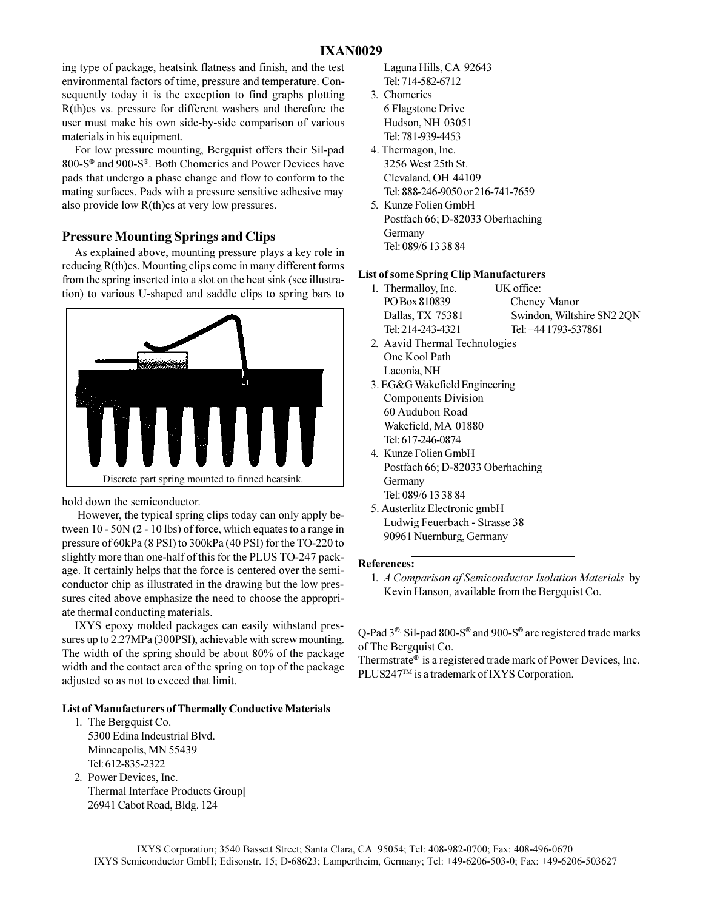ing type of package, heatsink flatness and finish, and the test environmental factors of time, pressure and temperature. Consequently today it is the exception to find graphs plotting R(th)cs vs. pressure for different washers and therefore the user must make his own side-by-side comparison of various materials in his equipment.

For low pressure mounting, Bergquist offers their Sil-pad 800-S® and 900-S®. Both Chomerics and Power Devices have pads that undergo a phase change and flow to conform to the mating surfaces. Pads with a pressure sensitive adhesive may also provide low R(th)cs at very low pressures.

## Pressure Mounting Springs and Clips

As explained above, mounting pressure plays a key role in reducing R(th)cs. Mounting clips come in many different forms from the spring inserted into a slot on the heat sink (see illustration) to various U-shaped and saddle clips to spring bars to hold down the semiconductor.

Discrete part spring mounted to finned heatsink.

However, the typical spring clips today can only apply between 10 - 50N (2 - 10 lbs) of force, which equates to a range in pressure of 60kPa (8 PSI) to 300kPa (40 PSI) for the TO-220 to slightly more than one-half of this for the PLUS TO-247 package. It certainly helps that the force is centered over the semiconductor chip as illustrated in the drawing but the low pressures cited above emphasize the need to choose the appropriate thermal conducting materials.

IXYS epoxy molded packages can easily withstand pressures up to 2.27MPa (300PSI), achievable with screw mounting. The width of the spring should be about 80% of the package width and the contact area of the spring on top of the package adjusted so as not to exceed that limit.

### List of Manufacturers of Thermally Conductive Materials

1. The Bergquist Co.
   5300 Edina Indeustrial Blvd.
   Minneapolis, MN 55439
   Tel: 612-835-2322
2. Power Devices, Inc.
   Thermal Interface Products Group[
   26941 Cabot Road, Bldg. 124
   Laguna Hills, CA 92643
   Tel: 714-582-6712
3. Chomerics
   6 Flagstone Drive
   Hudson, NH 03051
   Tel: 781-939-4453
4. Thermagon, Inc.
   3256 West 25th St.
   Clevaland, OH 44109
   Tel: 888-246-9050 or 216-741-7659
5. Kunze Folien GmbH
   Postfach 66; D-82033 Oberhaching
   Germany
   Tel: 089/6 13 38 84

### List of some Spring Clip Manufacturers

1. Thermalloy, Inc.
   PO Box 810839
   Dallas, TX 75381
   Tel: 214-243-4321
   UK office:
   Cheney Manor
   Swindon, Wiltshire SN2 2QN
   Tel: +44 1793-537861
2. Aavid Thermal Technologies
   One Kool Path
   Laconia, NH
3. EG&G Wakefield Engineering
   Components Division
   60 Audubon Road
   Wakefield, MA 01880
   Tel: 617-246-0874
4. Kunze Folien GmbH
   Postfach 66; D-82033 Oberhaching
   Germany
   Tel: 089/6 13 38 84
5. Austerlitz Electronic gmbH
   Ludwig Feuerbach - Strasse 38
   90961 Nuernburg, Germany

### References:

1. *A Comparison of Semiconductor Isolation Materials* by Kevin Hanson, available from the Bergquist Co.

Q-Pad 3®, Sil-pad 800-S® and 900-S® are registered trade marks of The Bergquist Co.
Thermstrate® is a registered trade mark of Power Devices, Inc.
PLUS247™ is a trademark of IXYS Corporation.